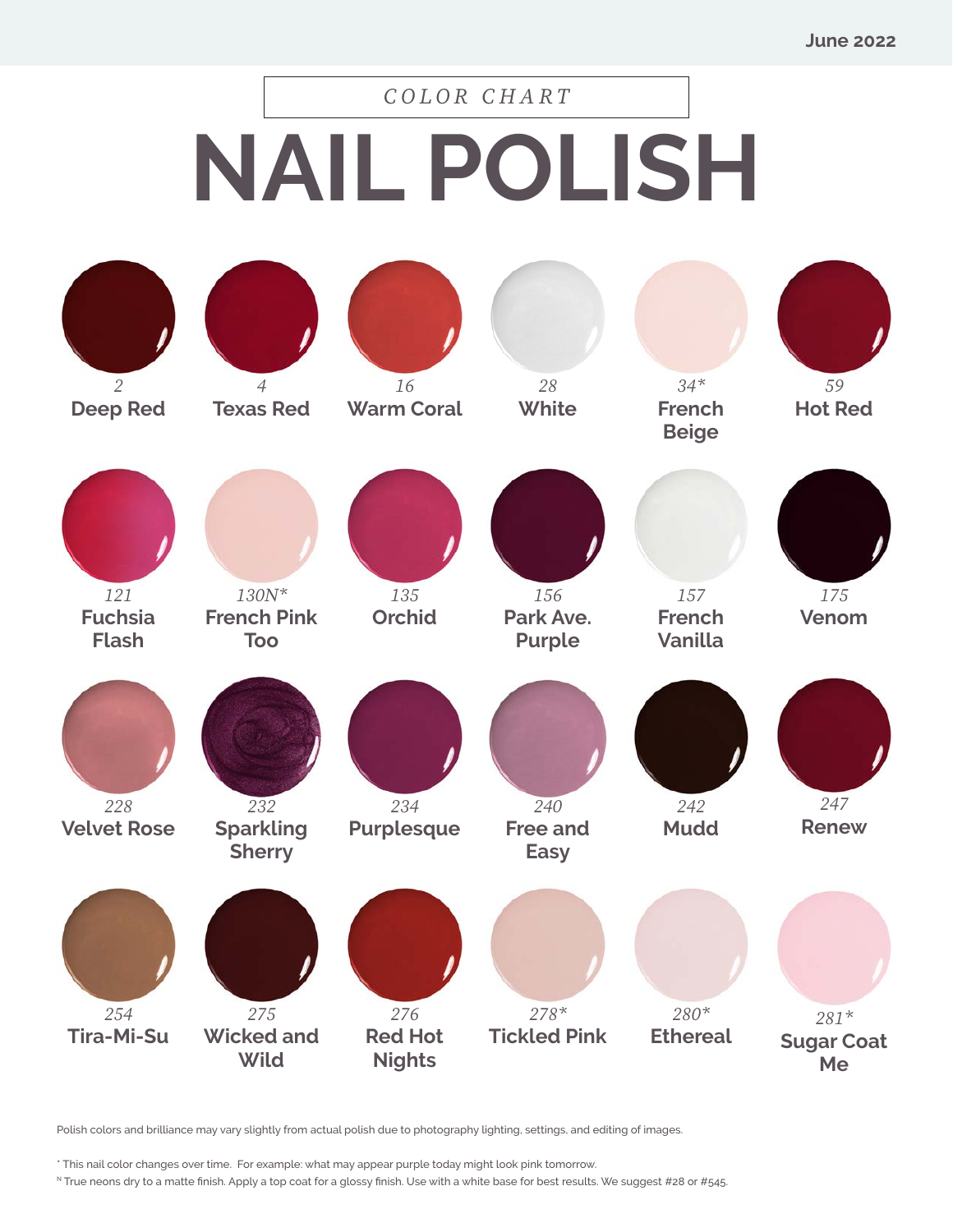June 2022

COLOR CHART

# NAIL POLISH

| | | | | | |
|---|---|---|---|---|---|
| 2<br>**Deep Red** | 4<br>**Texas Red** | 16<br>**Warm Coral** | 28<br>**White** | 34*<br>**French Beige** | 59<br>**Hot Red** |
| 121<br>**Fuchsia Flash** | 130N*<br>**French Pink Too** | 135<br>**Orchid** | 156<br>**Park Ave. Purple** | 157<br>**French Vanilla** | 175<br>**Venom** |
| 228<br>**Velvet Rose** | 232<br>**Sparkling Sherry** | 234<br>**Purplesque** | 240<br>**Free and Easy** | 242<br>**Mudd** | 247<br>**Renew** |
| 254<br>**Tira-Mi-Su** | 275<br>**Wicked and Wild** | 276<br>**Red Hot Nights** | 278*<br>**Tickled Pink** | 280*<br>**Ethereal** | 281*<br>**Sugar Coat Me** |

Polish colors and brilliance may vary slightly from actual polish due to photography lighting, settings, and editing of images.

* This nail color changes over time. For example: what may appear purple today might look pink tomorrow.

N True neons dry to a matte finish. Apply a top coat for a glossy finish. Use with a white base for best results. We suggest #28 or #545.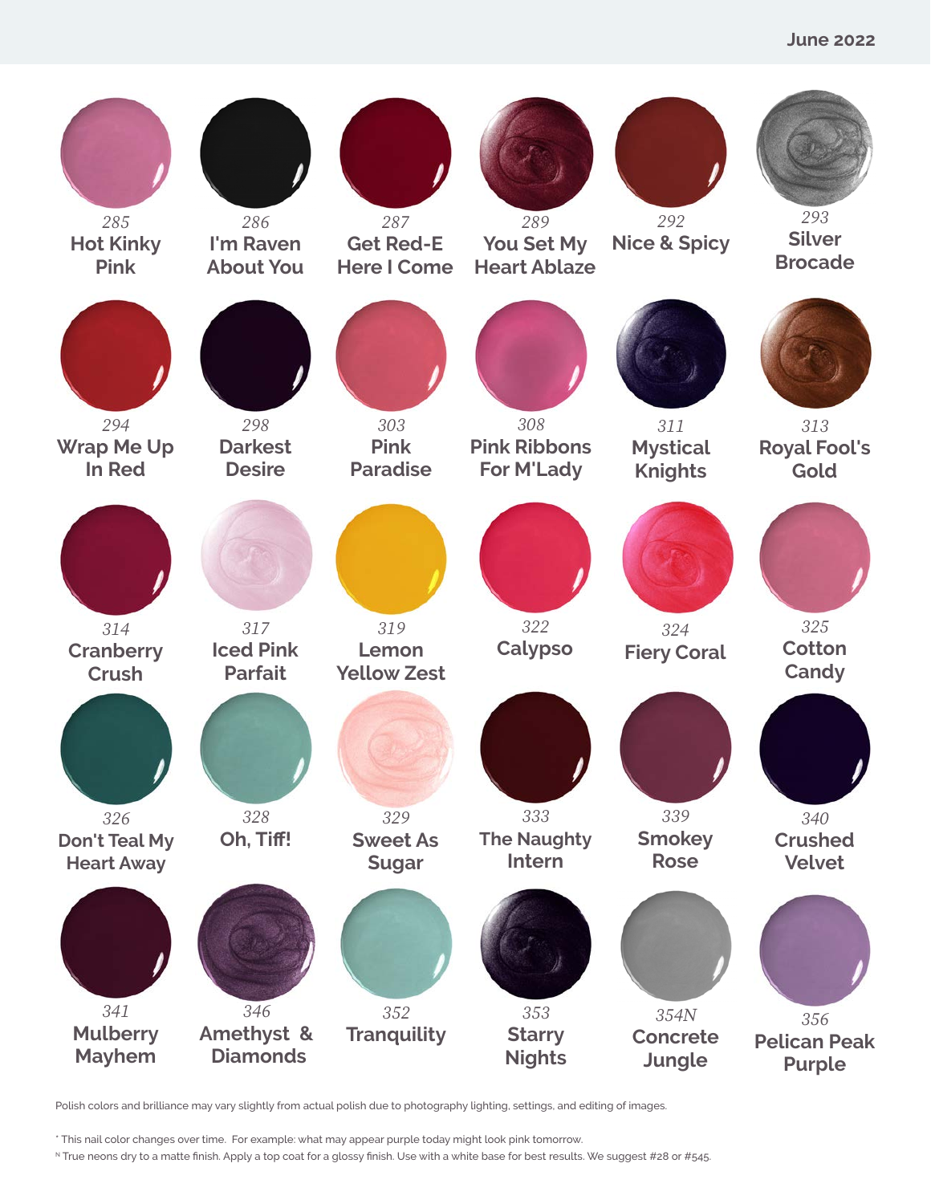June 2022

| | | | | | |
|---|---|---|---|---|---|
| 285 Hot Kinky Pink | 286 I'm Raven About You | 287 Get Red-E Here I Come | 289 You Set My Heart Ablaze | 292 Nice & Spicy | 293 Silver Brocade |
| 294 Wrap Me Up In Red | 298 Darkest Desire | 303 Pink Paradise | 308 Pink Ribbons For M'Lady | 311 Mystical Knights | 313 Royal Fool's Gold |
| 314 Cranberry Crush | 317 Iced Pink Parfait | 319 Lemon Yellow Zest | 322 Calypso | 324 Fiery Coral | 325 Cotton Candy |
| 326 Don't Teal My Heart Away | 328 Oh, Tiff! | 329 Sweet As Sugar | 333 The Naughty Intern | 339 Smokey Rose | 340 Crushed Velvet |
| 341 Mulberry Mayhem | 346 Amethyst & Diamonds | 352 Tranquility | 353 Starry Nights | 354N Concrete Jungle | 356 Pelican Peak Purple |

Polish colors and brilliance may vary slightly from actual polish due to photography lighting, settings, and editing of images.

* This nail color changes over time. For example: what may appear purple today might look pink tomorrow.

N True neons dry to a matte finish. Apply a top coat for a glossy finish. Use with a white base for best results. We suggest #28 or #545.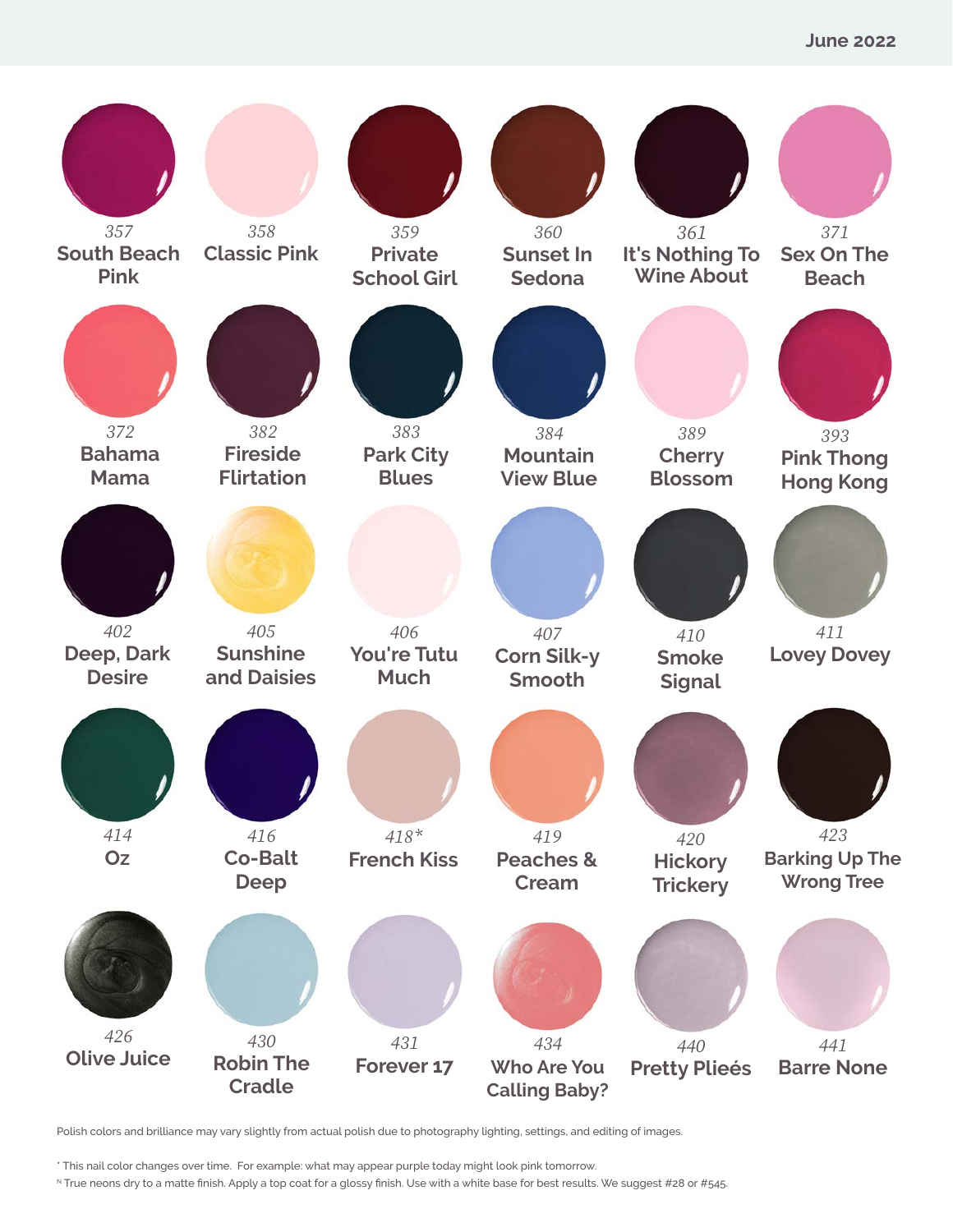June 2022

| | | | | | |
|---|---|---|---|---|---|
| 357<br>South Beach Pink | 358<br>Classic Pink | 359<br>Private School Girl | 360<br>Sunset In Sedona | 361<br>It's Nothing To Wine About | 371<br>Sex On The Beach |
| 372<br>Bahama Mama | 382<br>Fireside Flirtation | 383<br>Park City Blues | 384<br>Mountain View Blue | 389<br>Cherry Blossom | 393<br>Pink Thong Hong Kong |
| 402<br>Deep, Dark Desire | 405<br>Sunshine and Daisies | 406<br>You're Tutu Much | 407<br>Corn Silk-y Smooth | 410<br>Smoke Signal | 411<br>Lovey Dovey |
| 414<br>Oz | 416<br>Co-Balt Deep | 418*<br>French Kiss | 419<br>Peaches & Cream | 420<br>Hickory Trickery | 423<br>Barking Up The Wrong Tree |
| 426<br>Olive Juice | 430<br>Robin The Cradle | 431<br>Forever 17 | 434<br>Who Are You Calling Baby? | 440<br>Pretty Plieés | 441<br>Barre None |

Polish colors and brilliance may vary slightly from actual polish due to photography lighting, settings, and editing of images.

* This nail color changes over time. For example: what may appear purple today might look pink tomorrow.

N True neons dry to a matte finish. Apply a top coat for a glossy finish. Use with a white base for best results. We suggest #28 or #545.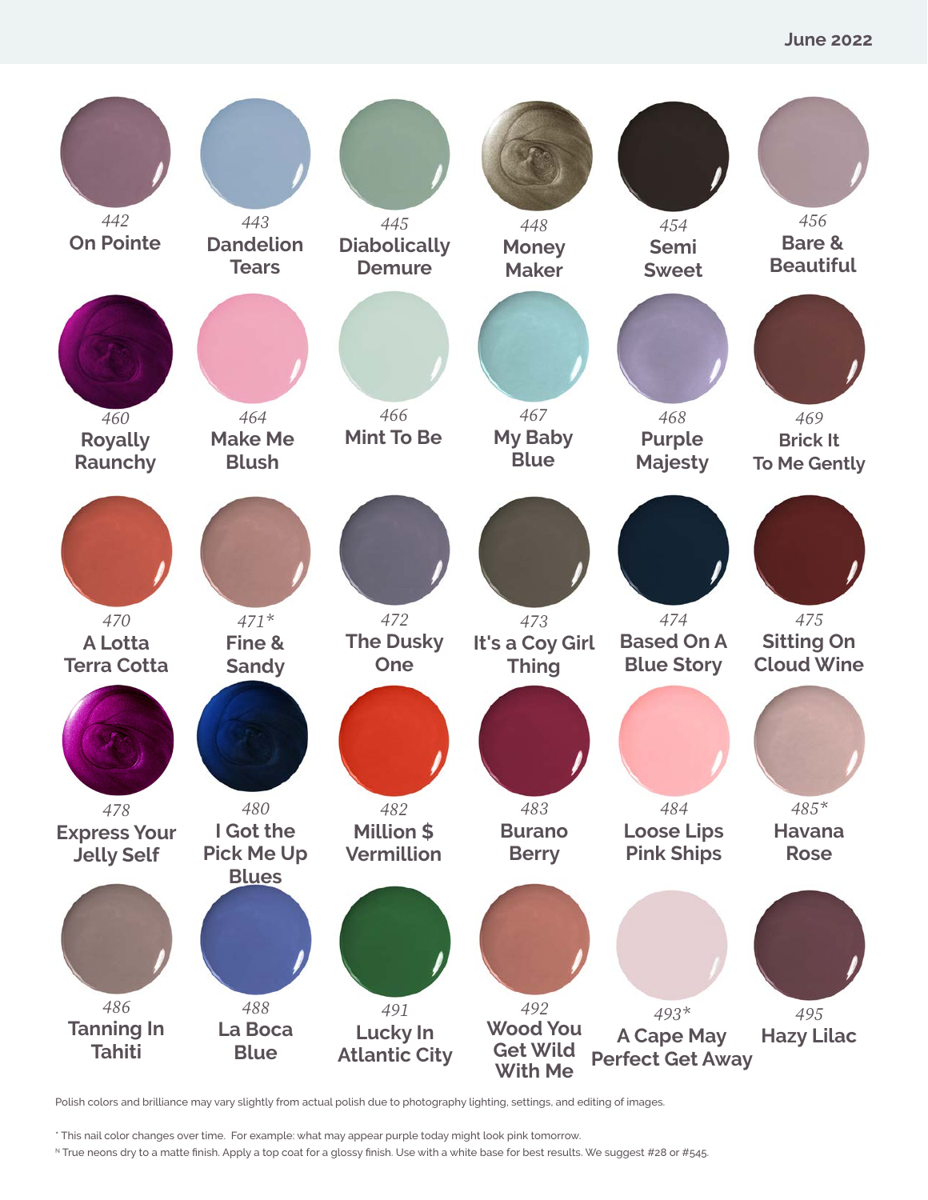June 2022

| | | | | | |
|---|---|---|---|---|---|
| 442 On Pointe | 443 Dandelion Tears | 445 Diabolically Demure | 448 Money Maker | 454 Semi Sweet | 456 Bare & Beautiful |
| 460 Royally Raunchy | 464 Make Me Blush | 466 Mint To Be | 467 My Baby Blue | 468 Purple Majesty | 469 Brick It To Me Gently |
| 470 A Lotta Terra Cotta | 471* Fine & Sandy | 472 The Dusky One | 473 It's a Coy Girl Thing | 474 Based On A Blue Story | 475 Sitting On Cloud Wine |
| 478 Express Your Jelly Self | 480 I Got the Pick Me Up Blues | 482 Million $ Vermillion | 483 Burano Berry | 484 Loose Lips Pink Ships | 485* Havana Rose |
| 486 Tanning In Tahiti | 488 La Boca Blue | 491 Lucky In Atlantic City | 492 Wood You Get Wild With Me | 493* A Cape May Perfect Get Away | 495 Hazy Lilac |

Polish colors and brilliance may vary slightly from actual polish due to photography lighting, settings, and editing of images.

* This nail color changes over time. For example: what may appear purple today might look pink tomorrow.

N True neons dry to a matte finish. Apply a top coat for a glossy finish. Use with a white base for best results. We suggest #28 or #545.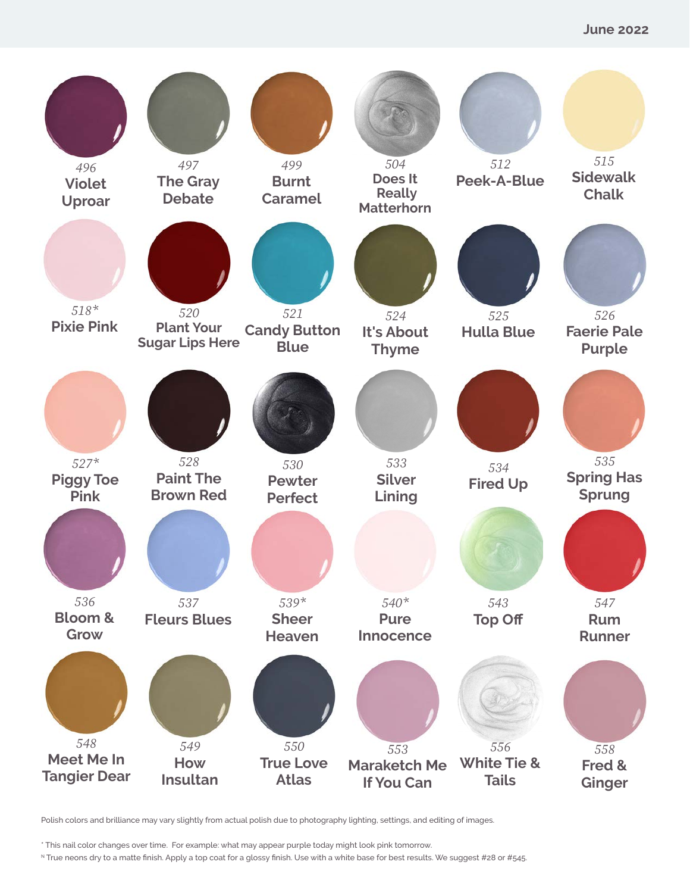| | | | | | |
|---|---|---|---|---|---|
| 496 Violet Uproar | 497 The Gray Debate | 499 Burnt Caramel | 504 Does It Really Matterhorn | 512 Peek-A-Blue | 515 Sidewalk Chalk |
| 518* Pixie Pink | 520 Plant Your Sugar Lips Here | 521 Candy Button Blue | 524 It's About Thyme | 525 Hulla Blue | 526 Faerie Pale Purple |
| 527* Piggy Toe Pink | 528 Paint The Brown Red | 530 Pewter Perfect | 533 Silver Lining | 534 Fired Up | 535 Spring Has Sprung |
| 536 Bloom & Grow | 537 Fleurs Blues | 539* Sheer Heaven | 540* Pure Innocence | 543 Top Off | 547 Rum Runner |
| 548 Meet Me In Tangier Dear | 549 How Insultan | 550 True Love Atlas | 553 Maraketch Me If You Can | 556 White Tie & Tails | 558 Fred & Ginger |

Polish colors and brilliance may vary slightly from actual polish due to photography lighting, settings, and editing of images.

* This nail color changes over time. For example: what may appear purple today might look pink tomorrow.

N True neons dry to a matte finish. Apply a top coat for a glossy finish. Use with a white base for best results. We suggest #28 or #545.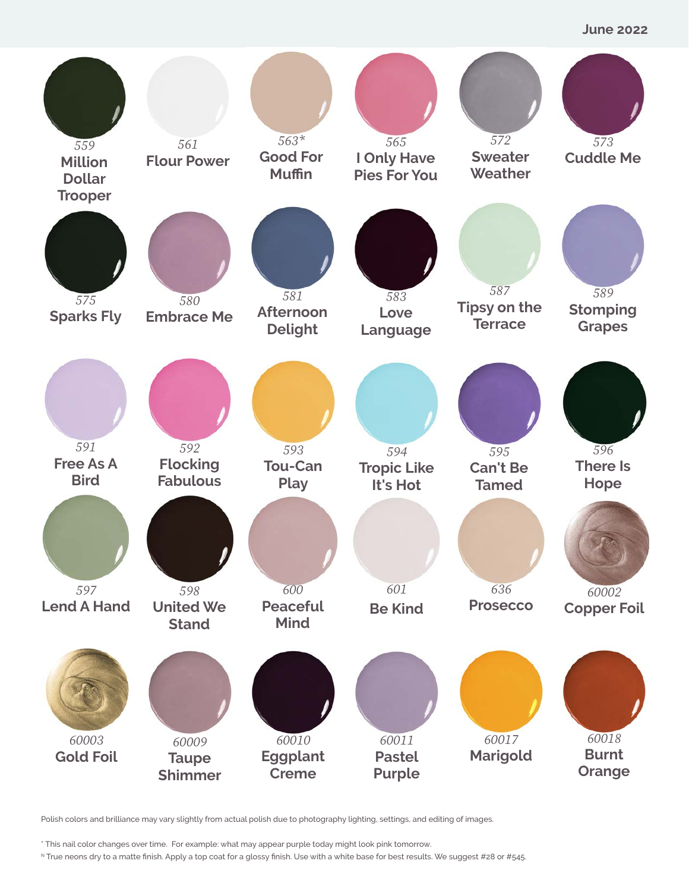June 2022

| | | | | | |
|---|---|---|---|---|---|
| 559 Million Dollar Trooper | 561 Flour Power | 563* Good For Muffin | 565 I Only Have Pies For You | 572 Sweater Weather | 573 Cuddle Me |
| 575 Sparks Fly | 580 Embrace Me | 581 Afternoon Delight | 583 Love Language | 587 Tipsy on the Terrace | 589 Stomping Grapes |
| 591 Free As A Bird | 592 Flocking Fabulous | 593 Tou-Can Play | 594 Tropic Like It's Hot | 595 Can't Be Tamed | 596 There Is Hope |
| 597 Lend A Hand | 598 United We Stand | 600 Peaceful Mind | 601 Be Kind | 636 Prosecco | 60002 Copper Foil |
| 60003 Gold Foil | 60009 Taupe Shimmer | 60010 Eggplant Creme | 60011 Pastel Purple | 60017 Marigold | 60018 Burnt Orange |

Polish colors and brilliance may vary slightly from actual polish due to photography lighting, settings, and editing of images.

* This nail color changes over time. For example: what may appear purple today might look pink tomorrow.

N True neons dry to a matte finish. Apply a top coat for a glossy finish. Use with a white base for best results. We suggest #28 or #545.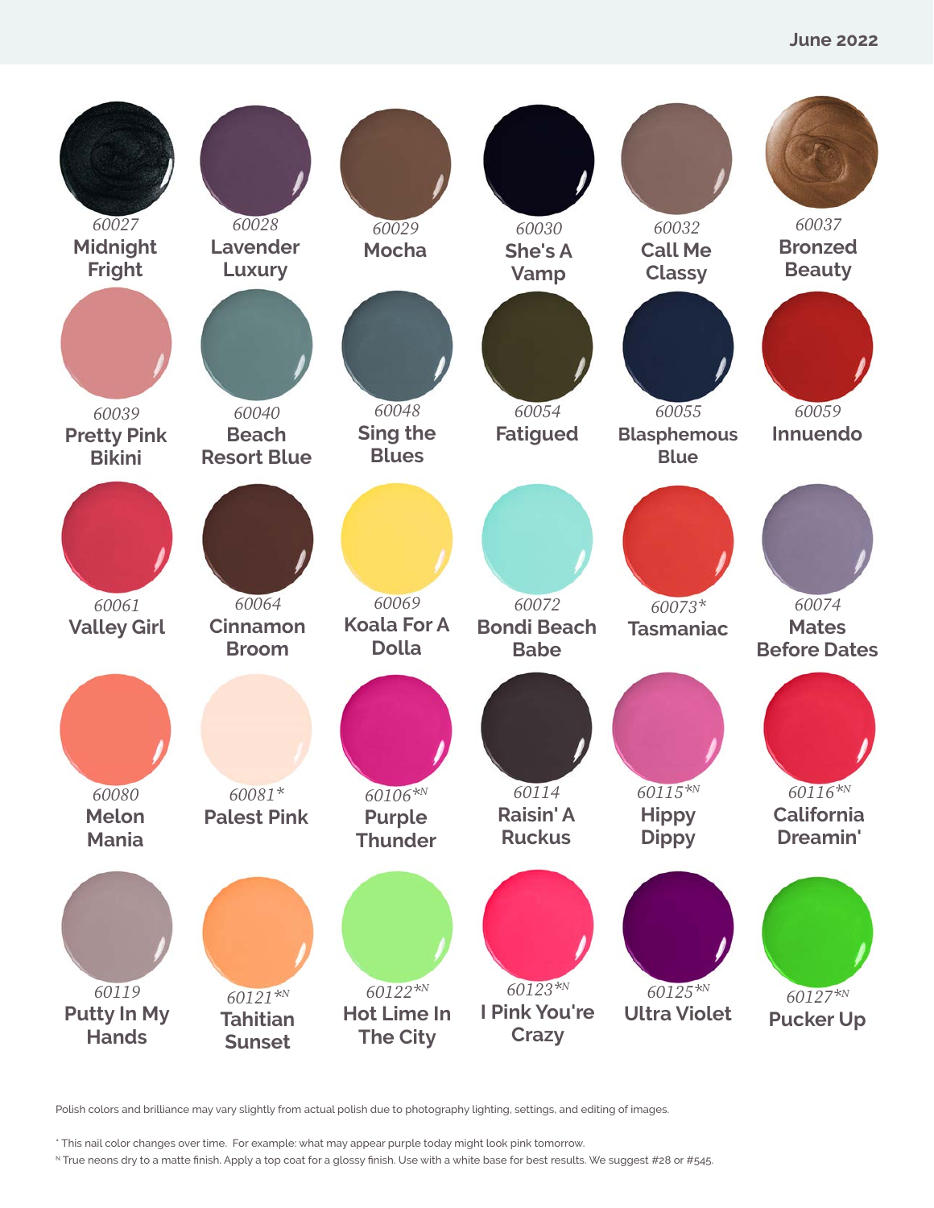June 2022

| | | | | | |
|---|---|---|---|---|---|
| *60027* **Midnight Fright** | *60028* **Lavender Luxury** | *60029* **Mocha** | *60030* **She's A Vamp** | *60032* **Call Me Classy** | *60037* **Bronzed Beauty** |
| *60039* **Pretty Pink Bikini** | *60040* **Beach Resort Blue** | *60048* **Sing the Blues** | *60054* **Fatigued** | *60055* **Blasphemous Blue** | *60059* **Innuendo** |
| *60061* **Valley Girl** | *60064* **Cinnamon Broom** | *60069* **Koala For A Dolla** | *60072* **Bondi Beach Babe** | *60073\** **Tasmaniac** | *60074* **Mates Before Dates** |
| *60080* **Melon Mania** | *60081\** **Palest Pink** | *60106\*N* **Purple Thunder** | *60114* **Raisin' A Ruckus** | *60115\*N* **Hippy Dippy** | *60116\*N* **California Dreamin'** |
| *60119* **Putty In My Hands** | *60121\*N* **Tahitian Sunset** | *60122\*N* **Hot Lime In The City** | *60123\*N* **I Pink You're Crazy** | *60125\*N* **Ultra Violet** | *60127\*N* **Pucker Up** |

Polish colors and brilliance may vary slightly from actual polish due to photography lighting, settings, and editing of images.

\* This nail color changes over time. For example: what may appear purple today might look pink tomorrow.

N True neons dry to a matte finish. Apply a top coat for a glossy finish. Use with a white base for best results. We suggest #28 or #545.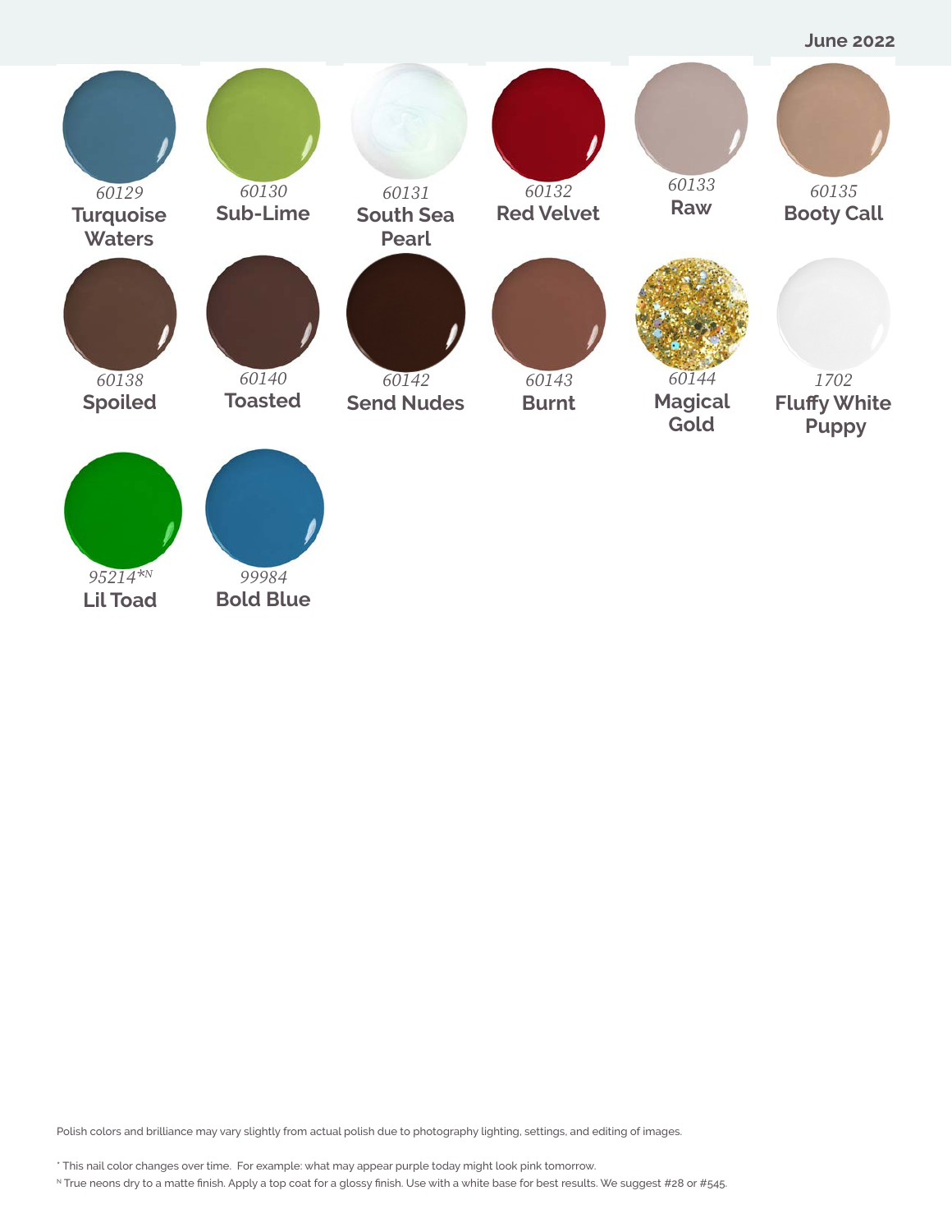June 2022

60129
**Turquoise Waters**

60130
**Sub-Lime**

60131
**South Sea Pearl**

60132
**Red Velvet**

60133
**Raw**

60135
**Booty Call**

60138
**Spoiled**

60140
**Toasted**

60142
**Send Nudes**

60143
**Burnt**

60144
**Magical Gold**

1702
**Fluffy White Puppy**

95214*N
**Lil Toad**

99984
**Bold Blue**

Polish colors and brilliance may vary slightly from actual polish due to photography lighting, settings, and editing of images.

* This nail color changes over time. For example: what may appear purple today might look pink tomorrow.

N True neons dry to a matte finish. Apply a top coat for a glossy finish. Use with a white base for best results. We suggest #28 or #545.